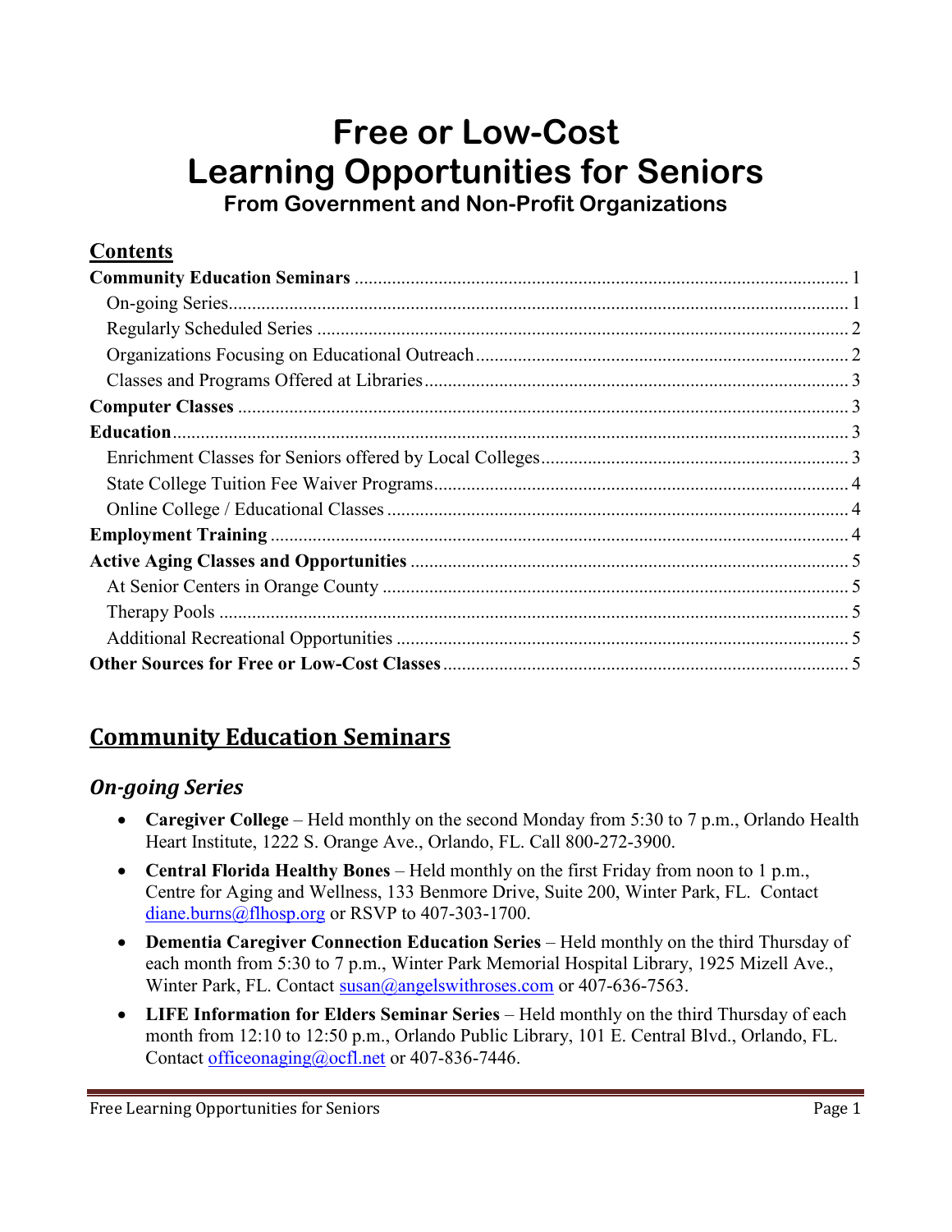# Free or Low-Cost Learning Opportunities for Seniors

### From Government and Non-Profit Organizations

## Contents

**Community Education Seminars** ........ 1
- On-going Series ........ 1
- Regularly Scheduled Series ........ 2
- Organizations Focusing on Educational Outreach ........ 2
- Classes and Programs Offered at Libraries ........ 3

**Computer Classes** ........ 3

**Education** ........ 3
- Enrichment Classes for Seniors offered by Local Colleges ........ 3
- State College Tuition Fee Waiver Programs ........ 4
- Online College / Educational Classes ........ 4

**Employment Training** ........ 4

**Active Aging Classes and Opportunities** ........ 5
- At Senior Centers in Orange County ........ 5
- Therapy Pools ........ 5
- Additional Recreational Opportunities ........ 5

**Other Sources for Free or Low-Cost Classes** ........ 5

## Community Education Seminars

### *On-going Series*

- **Caregiver College** – Held monthly on the second Monday from 5:30 to 7 p.m., Orlando Health Heart Institute, 1222 S. Orange Ave., Orlando, FL. Call 800-272-3900.
- **Central Florida Healthy Bones** – Held monthly on the first Friday from noon to 1 p.m., Centre for Aging and Wellness, 133 Benmore Drive, Suite 200, Winter Park, FL. Contact diane.burns@flhosp.org or RSVP to 407-303-1700.
- **Dementia Caregiver Connection Education Series** – Held monthly on the third Thursday of each month from 5:30 to 7 p.m., Winter Park Memorial Hospital Library, 1925 Mizell Ave., Winter Park, FL. Contact susan@angelswithroses.com or 407-636-7563.
- **LIFE Information for Elders Seminar Series** – Held monthly on the third Thursday of each month from 12:10 to 12:50 p.m., Orlando Public Library, 101 E. Central Blvd., Orlando, FL. Contact officeonaging@ocfl.net or 407-836-7446.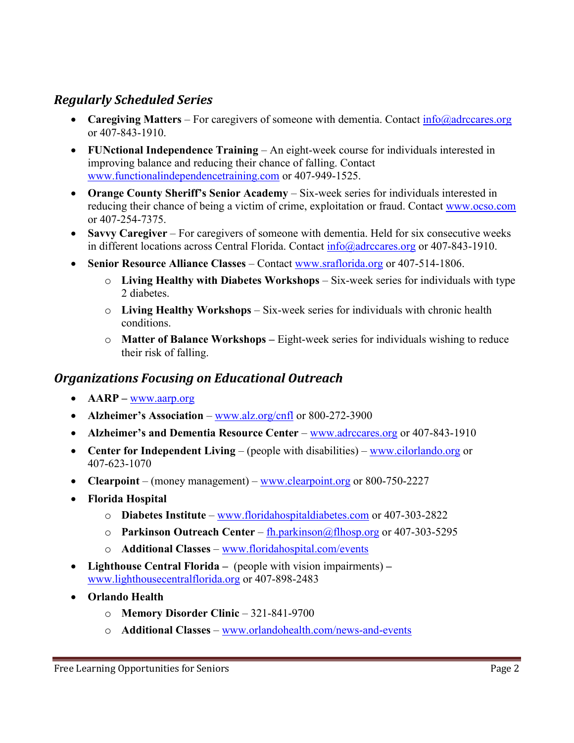## *Regularly Scheduled Series*

- **Caregiving Matters** – For caregivers of someone with dementia. Contact info@adrccares.org or 407-843-1910.
- **FUNctional Independence Training** – An eight-week course for individuals interested in improving balance and reducing their chance of falling. Contact www.functionalindependencetraining.com or 407-949-1525.
- **Orange County Sheriff's Senior Academy** – Six-week series for individuals interested in reducing their chance of being a victim of crime, exploitation or fraud. Contact www.ocso.com or 407-254-7375.
- **Savvy Caregiver** – For caregivers of someone with dementia. Held for six consecutive weeks in different locations across Central Florida. Contact info@adrccares.org or 407-843-1910.
- **Senior Resource Alliance Classes** – Contact www.sraflorida.org or 407-514-1806.
  - **Living Healthy with Diabetes Workshops** – Six-week series for individuals with type 2 diabetes.
  - **Living Healthy Workshops** – Six-week series for individuals with chronic health conditions.
  - **Matter of Balance Workshops –** Eight-week series for individuals wishing to reduce their risk of falling.

## *Organizations Focusing on Educational Outreach*

- **AARP –** www.aarp.org
- **Alzheimer's Association** – www.alz.org/cnfl or 800-272-3900
- **Alzheimer's and Dementia Resource Center** – www.adrccares.org or 407-843-1910
- **Center for Independent Living** – (people with disabilities) – www.cilorlando.org or 407-623-1070
- **Clearpoint** – (money management) – www.clearpoint.org or 800-750-2227
- **Florida Hospital**
  - **Diabetes Institute** – www.floridahospitaldiabetes.com or 407-303-2822
  - **Parkinson Outreach Center** – fh.parkinson@flhosp.org or 407-303-5295
  - **Additional Classes** – www.floridahospital.com/events
- **Lighthouse Central Florida –** (people with vision impairments) – www.lighthousecentralflorida.org or 407-898-2483
- **Orlando Health**
  - **Memory Disorder Clinic** – 321-841-9700
  - **Additional Classes** – www.orlandohealth.com/news-and-events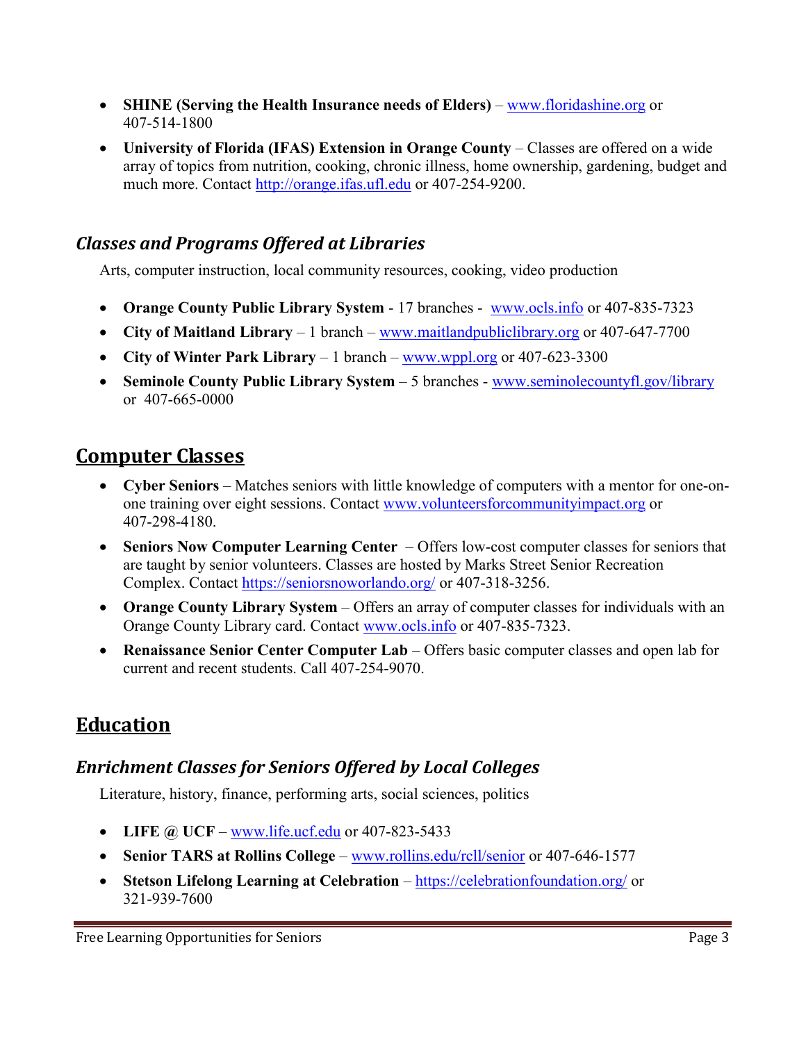- **SHINE (Serving the Health Insurance needs of Elders)** – www.floridashine.org or 407-514-1800
- **University of Florida (IFAS) Extension in Orange County** – Classes are offered on a wide array of topics from nutrition, cooking, chronic illness, home ownership, gardening, budget and much more. Contact http://orange.ifas.ufl.edu or 407-254-9200.

### *Classes and Programs Offered at Libraries*

Arts, computer instruction, local community resources, cooking, video production

- **Orange County Public Library System** - 17 branches - www.ocls.info or 407-835-7323
- **City of Maitland Library** – 1 branch – www.maitlandpubliclibrary.org or 407-647-7700
- **City of Winter Park Library** – 1 branch – www.wppl.org or 407-623-3300
- **Seminole County Public Library System** – 5 branches - www.seminolecountyfl.gov/library or 407-665-0000

## Computer Classes

- **Cyber Seniors** – Matches seniors with little knowledge of computers with a mentor for one-on-one training over eight sessions. Contact www.volunteersforcommunityimpact.org or 407-298-4180.
- **Seniors Now Computer Learning Center** – Offers low-cost computer classes for seniors that are taught by senior volunteers. Classes are hosted by Marks Street Senior Recreation Complex. Contact https://seniorsnoworlando.org/ or 407-318-3256.
- **Orange County Library System** – Offers an array of computer classes for individuals with an Orange County Library card. Contact www.ocls.info or 407-835-7323.
- **Renaissance Senior Center Computer Lab** – Offers basic computer classes and open lab for current and recent students. Call 407-254-9070.

## Education

### *Enrichment Classes for Seniors Offered by Local Colleges*

Literature, history, finance, performing arts, social sciences, politics

- **LIFE @ UCF** – www.life.ucf.edu or 407-823-5433
- **Senior TARS at Rollins College** – www.rollins.edu/rcll/senior or 407-646-1577
- **Stetson Lifelong Learning at Celebration** – https://celebrationfoundation.org/ or 321-939-7600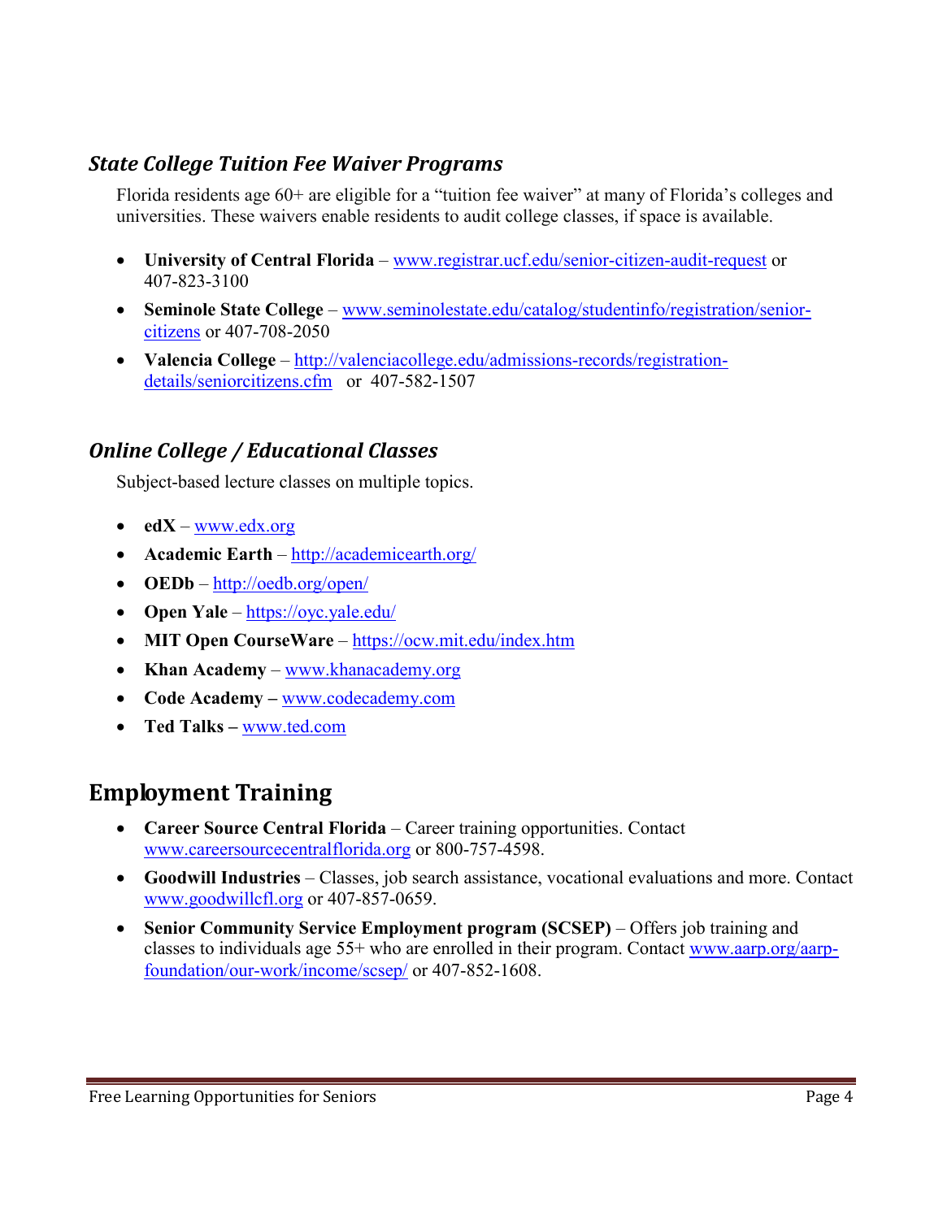### *State College Tuition Fee Waiver Programs*

Florida residents age 60+ are eligible for a "tuition fee waiver" at many of Florida's colleges and universities. These waivers enable residents to audit college classes, if space is available.

- **University of Central Florida** – www.registrar.ucf.edu/senior-citizen-audit-request or 407-823-3100
- **Seminole State College** – www.seminolestate.edu/catalog/studentinfo/registration/senior-citizens or 407-708-2050
- **Valencia College** – http://valenciacollege.edu/admissions-records/registration-details/seniorcitizens.cfm or 407-582-1507

### *Online College / Educational Classes*

Subject-based lecture classes on multiple topics.

- **edX** – www.edx.org
- **Academic Earth** – http://academicearth.org/
- **OEDb** – http://oedb.org/open/
- **Open Yale** – https://oyc.yale.edu/
- **MIT Open CourseWare** – https://ocw.mit.edu/index.htm
- **Khan Academy** – www.khanacademy.org
- **Code Academy –** www.codecademy.com
- **Ted Talks –** www.ted.com

## Employment Training

- **Career Source Central Florida** – Career training opportunities. Contact www.careersourcecentralflorida.org or 800-757-4598.
- **Goodwill Industries** – Classes, job search assistance, vocational evaluations and more. Contact www.goodwillcfl.org or 407-857-0659.
- **Senior Community Service Employment program (SCSEP)** – Offers job training and classes to individuals age 55+ who are enrolled in their program. Contact www.aarp.org/aarp-foundation/our-work/income/scsep/ or 407-852-1608.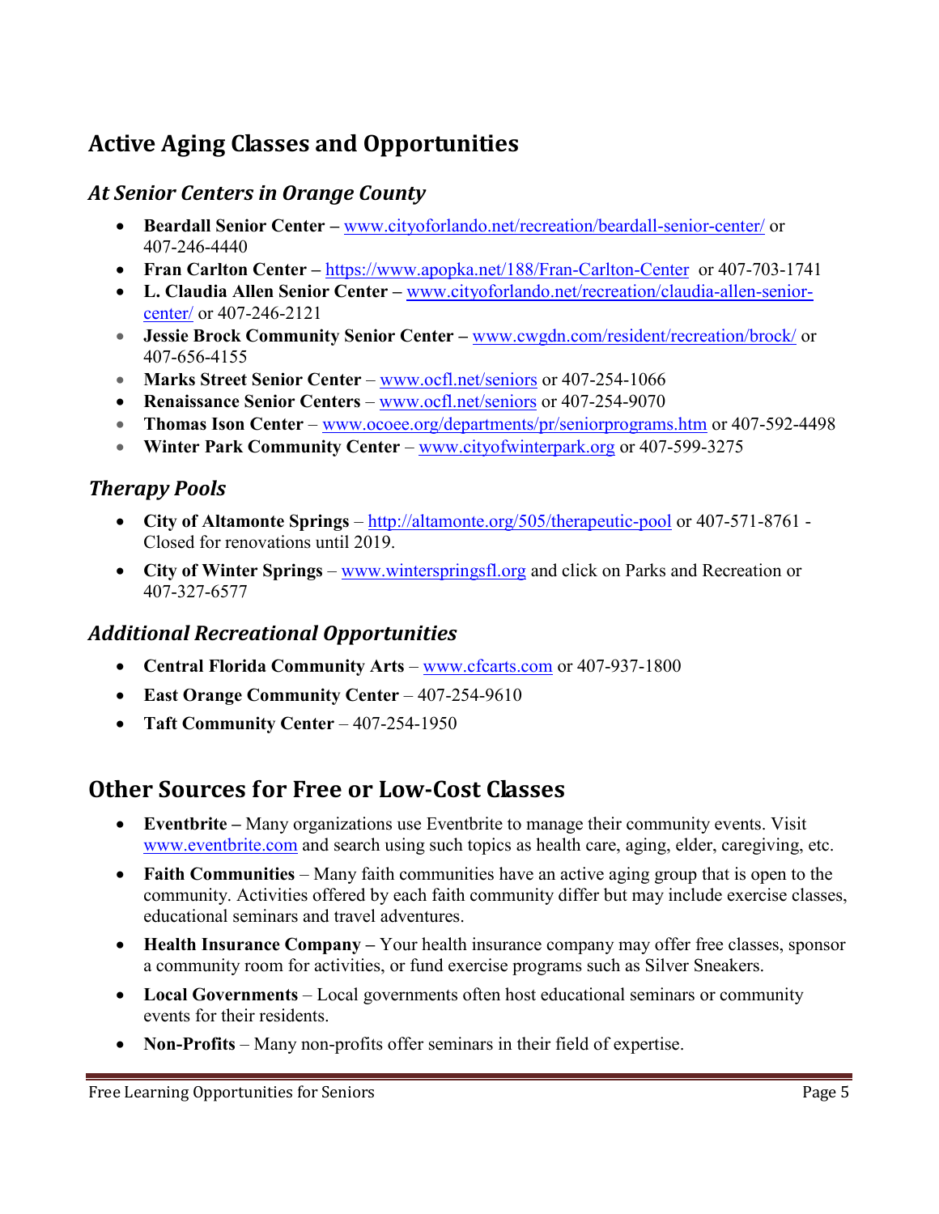## Active Aging Classes and Opportunities

### *At Senior Centers in Orange County*

- **Beardall Senior Center –** www.cityoforlando.net/recreation/beardall-senior-center/ or 407-246-4440
- **Fran Carlton Center –** https://www.apopka.net/188/Fran-Carlton-Center or 407-703-1741
- **L. Claudia Allen Senior Center –** www.cityoforlando.net/recreation/claudia-allen-senior-center/ or 407-246-2121
- **Jessie Brock Community Senior Center –** www.cwgdn.com/resident/recreation/brock/ or 407-656-4155
- **Marks Street Senior Center** – www.ocfl.net/seniors or 407-254-1066
- **Renaissance Senior Centers** – www.ocfl.net/seniors or 407-254-9070
- **Thomas Ison Center** – www.ocoee.org/departments/pr/seniorprograms.htm or 407-592-4498
- **Winter Park Community Center** – www.cityofwinterpark.org or 407-599-3275

### *Therapy Pools*

- **City of Altamonte Springs** – http://altamonte.org/505/therapeutic-pool or 407-571-8761 - Closed for renovations until 2019.
- **City of Winter Springs** – www.winterspringsfl.org and click on Parks and Recreation or 407-327-6577

### *Additional Recreational Opportunities*

- **Central Florida Community Arts** – www.cfcarts.com or 407-937-1800
- **East Orange Community Center** – 407-254-9610
- **Taft Community Center** – 407-254-1950

## Other Sources for Free or Low-Cost Classes

- **Eventbrite –** Many organizations use Eventbrite to manage their community events. Visit www.eventbrite.com and search using such topics as health care, aging, elder, caregiving, etc.
- **Faith Communities** – Many faith communities have an active aging group that is open to the community. Activities offered by each faith community differ but may include exercise classes, educational seminars and travel adventures.
- **Health Insurance Company –** Your health insurance company may offer free classes, sponsor a community room for activities, or fund exercise programs such as Silver Sneakers.
- **Local Governments** – Local governments often host educational seminars or community events for their residents.
- **Non-Profits** – Many non-profits offer seminars in their field of expertise.